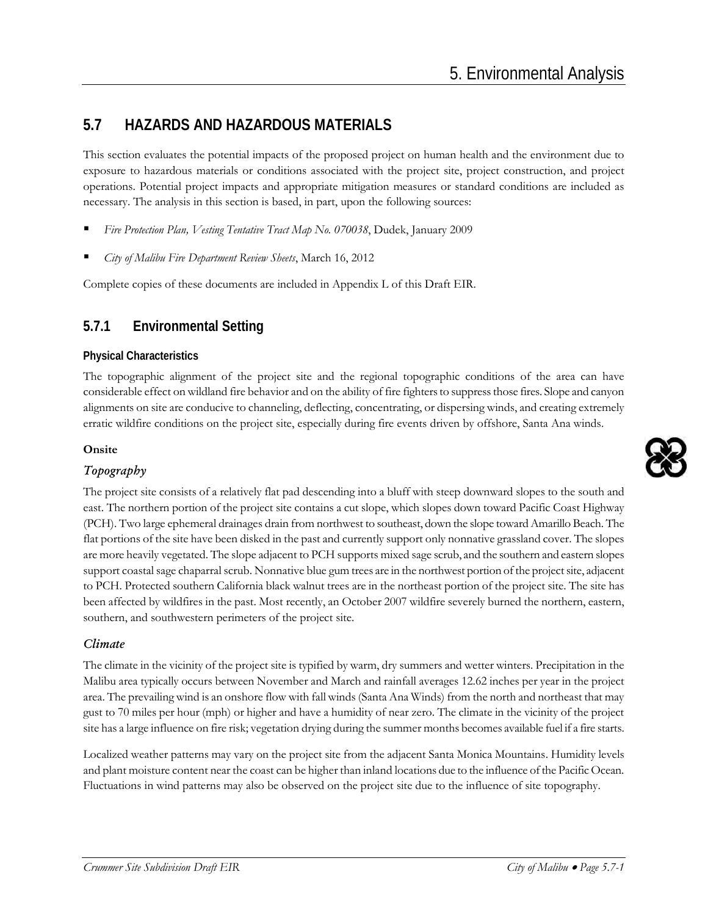## 5.7 HAZARDS AND HAZARDOUS MATERIALS

This section evaluates the potential impacts of the proposed project on human health and the environment due to exposure to hazardous materials or conditions associated with the project site, project construction, and project operations. Potential project impacts and appropriate mitigation measures or standard conditions are included as necessary. The analysis in this section is based, in part, upon the following sources:

- *Fire Protection Plan, Vesting Tentative Tract Map No. 070038*, Dudek, January 2009
- *City of Malibu Fire Department Review Sheets*, March 16, 2012

Complete copies of these documents are included in Appendix L of this Draft EIR.

### 5.7.1 Environmental Setting

#### Physical Characteristics

The topographic alignment of the project site and the regional topographic conditions of the area can have considerable effect on wildland fire behavior and on the ability of fire fighters to suppress those fires. Slope and canyon alignments on site are conducive to channeling, deflecting, concentrating, or dispersing winds, and creating extremely erratic wildfire conditions on the project site, especially during fire events driven by offshore, Santa Ana winds.

**Onsite**

*Topography*

The project site consists of a relatively flat pad descending into a bluff with steep downward slopes to the south and east. The northern portion of the project site contains a cut slope, which slopes down toward Pacific Coast Highway (PCH). Two large ephemeral drainages drain from northwest to southeast, down the slope toward Amarillo Beach. The flat portions of the site have been disked in the past and currently support only nonnative grassland cover. The slopes are more heavily vegetated. The slope adjacent to PCH supports mixed sage scrub, and the southern and eastern slopes support coastal sage chaparral scrub. Nonnative blue gum trees are in the northwest portion of the project site, adjacent to PCH. Protected southern California black walnut trees are in the northeast portion of the project site. The site has been affected by wildfires in the past. Most recently, an October 2007 wildfire severely burned the northern, eastern, southern, and southwestern perimeters of the project site.

*Climate*

The climate in the vicinity of the project site is typified by warm, dry summers and wetter winters. Precipitation in the Malibu area typically occurs between November and March and rainfall averages 12.62 inches per year in the project area. The prevailing wind is an onshore flow with fall winds (Santa Ana Winds) from the north and northeast that may gust to 70 miles per hour (mph) or higher and have a humidity of near zero. The climate in the vicinity of the project site has a large influence on fire risk; vegetation drying during the summer months becomes available fuel if a fire starts.

Localized weather patterns may vary on the project site from the adjacent Santa Monica Mountains. Humidity levels and plant moisture content near the coast can be higher than inland locations due to the influence of the Pacific Ocean. Fluctuations in wind patterns may also be observed on the project site due to the influence of site topography.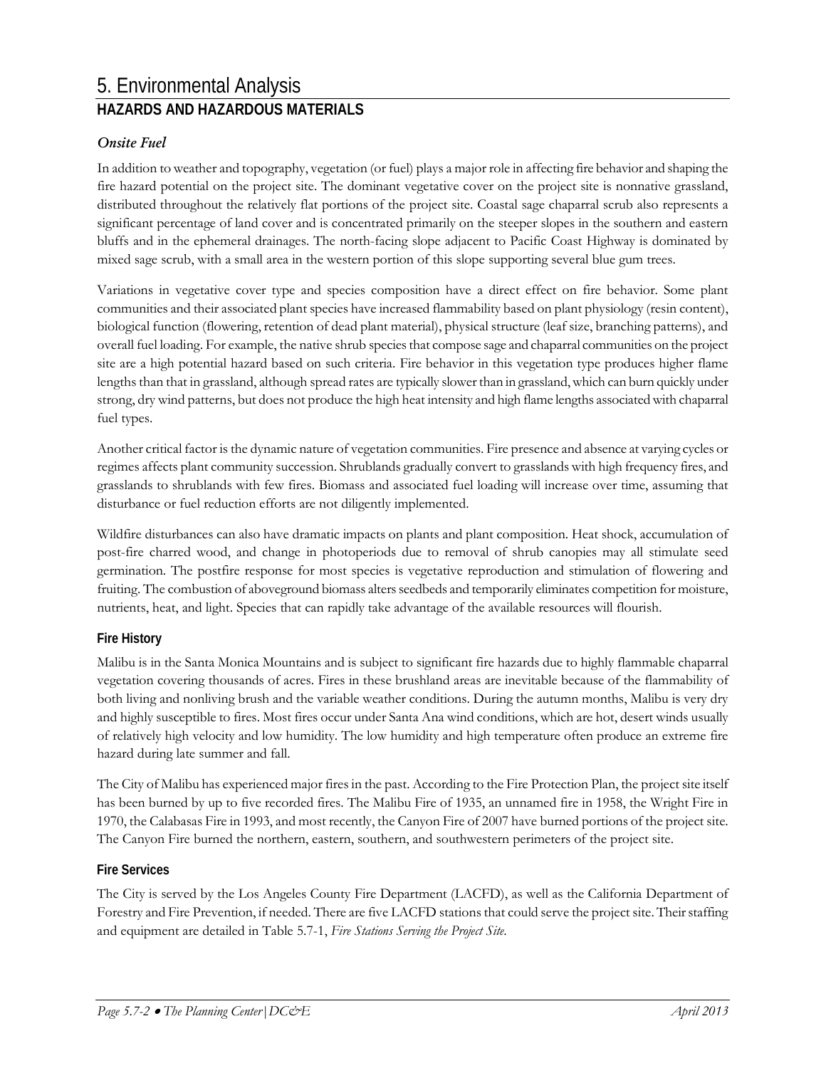# 5. Environmental Analysis

## HAZARDS AND HAZARDOUS MATERIALS

### *Onsite Fuel*

In addition to weather and topography, vegetation (or fuel) plays a major role in affecting fire behavior and shaping the fire hazard potential on the project site. The dominant vegetative cover on the project site is nonnative grassland, distributed throughout the relatively flat portions of the project site. Coastal sage chaparral scrub also represents a significant percentage of land cover and is concentrated primarily on the steeper slopes in the southern and eastern bluffs and in the ephemeral drainages. The north-facing slope adjacent to Pacific Coast Highway is dominated by mixed sage scrub, with a small area in the western portion of this slope supporting several blue gum trees.

Variations in vegetative cover type and species composition have a direct effect on fire behavior. Some plant communities and their associated plant species have increased flammability based on plant physiology (resin content), biological function (flowering, retention of dead plant material), physical structure (leaf size, branching patterns), and overall fuel loading. For example, the native shrub species that compose sage and chaparral communities on the project site are a high potential hazard based on such criteria. Fire behavior in this vegetation type produces higher flame lengths than that in grassland, although spread rates are typically slower than in grassland, which can burn quickly under strong, dry wind patterns, but does not produce the high heat intensity and high flame lengths associated with chaparral fuel types.

Another critical factor is the dynamic nature of vegetation communities. Fire presence and absence at varying cycles or regimes affects plant community succession. Shrublands gradually convert to grasslands with high frequency fires, and grasslands to shrublands with few fires. Biomass and associated fuel loading will increase over time, assuming that disturbance or fuel reduction efforts are not diligently implemented.

Wildfire disturbances can also have dramatic impacts on plants and plant composition. Heat shock, accumulation of post-fire charred wood, and change in photoperiods due to removal of shrub canopies may all stimulate seed germination. The postfire response for most species is vegetative reproduction and stimulation of flowering and fruiting. The combustion of aboveground biomass alters seedbeds and temporarily eliminates competition for moisture, nutrients, heat, and light. Species that can rapidly take advantage of the available resources will flourish.

#### Fire History

Malibu is in the Santa Monica Mountains and is subject to significant fire hazards due to highly flammable chaparral vegetation covering thousands of acres. Fires in these brushland areas are inevitable because of the flammability of both living and nonliving brush and the variable weather conditions. During the autumn months, Malibu is very dry and highly susceptible to fires. Most fires occur under Santa Ana wind conditions, which are hot, desert winds usually of relatively high velocity and low humidity. The low humidity and high temperature often produce an extreme fire hazard during late summer and fall.

The City of Malibu has experienced major fires in the past. According to the Fire Protection Plan, the project site itself has been burned by up to five recorded fires. The Malibu Fire of 1935, an unnamed fire in 1958, the Wright Fire in 1970, the Calabasas Fire in 1993, and most recently, the Canyon Fire of 2007 have burned portions of the project site. The Canyon Fire burned the northern, eastern, southern, and southwestern perimeters of the project site.

#### Fire Services

The City is served by the Los Angeles County Fire Department (LACFD), as well as the California Department of Forestry and Fire Prevention, if needed. There are five LACFD stations that could serve the project site. Their staffing and equipment are detailed in Table 5.7-1, *Fire Stations Serving the Project Site*.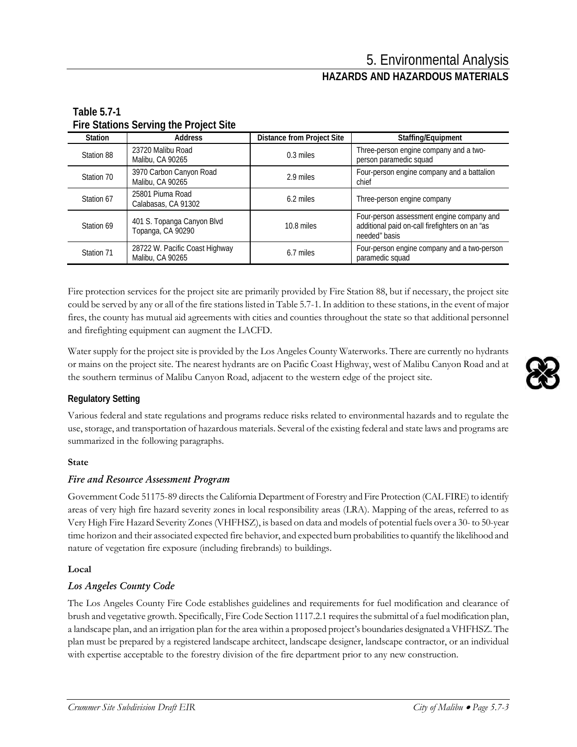**Table 5.7-1**
**Fire Stations Serving the Project Site**

| Station | Address | Distance from Project Site | Staffing/Equipment |
|---|---|---|---|
| Station 88 | 23720 Malibu Road<br>Malibu, CA 90265 | 0.3 miles | Three-person engine company and a two-person paramedic squad |
| Station 70 | 3970 Carbon Canyon Road<br>Malibu, CA 90265 | 2.9 miles | Four-person engine company and a battalion chief |
| Station 67 | 25801 Piuma Road<br>Calabasas, CA 91302 | 6.2 miles | Three-person engine company |
| Station 69 | 401 S. Topanga Canyon Blvd<br>Topanga, CA 90290 | 10.8 miles | Four-person assessment engine company and additional paid on-call firefighters on an "as needed" basis |
| Station 71 | 28722 W. Pacific Coast Highway<br>Malibu, CA 90265 | 6.7 miles | Four-person engine company and a two-person paramedic squad |

Fire protection services for the project site are primarily provided by Fire Station 88, but if necessary, the project site could be served by any or all of the fire stations listed in Table 5.7-1. In addition to these stations, in the event of major fires, the county has mutual aid agreements with cities and counties throughout the state so that additional personnel and firefighting equipment can augment the LACFD.

Water supply for the project site is provided by the Los Angeles County Waterworks. There are currently no hydrants or mains on the project site. The nearest hydrants are on Pacific Coast Highway, west of Malibu Canyon Road and at the southern terminus of Malibu Canyon Road, adjacent to the western edge of the project site.

### Regulatory Setting

Various federal and state regulations and programs reduce risks related to environmental hazards and to regulate the use, storage, and transportation of hazardous materials. Several of the existing federal and state laws and programs are summarized in the following paragraphs.

#### State

##### *Fire and Resource Assessment Program*

Government Code 51175-89 directs the California Department of Forestry and Fire Protection (CAL FIRE) to identify areas of very high fire hazard severity zones in local responsibility areas (LRA). Mapping of the areas, referred to as Very High Fire Hazard Severity Zones (VHFHSZ), is based on data and models of potential fuels over a 30- to 50-year time horizon and their associated expected fire behavior, and expected burn probabilities to quantify the likelihood and nature of vegetation fire exposure (including firebrands) to buildings.

#### Local

##### *Los Angeles County Code*

The Los Angeles County Fire Code establishes guidelines and requirements for fuel modification and clearance of brush and vegetative growth. Specifically, Fire Code Section 1117.2.1 requires the submittal of a fuel modification plan, a landscape plan, and an irrigation plan for the area within a proposed project's boundaries designated a VHFHSZ. The plan must be prepared by a registered landscape architect, landscape designer, landscape contractor, or an individual with expertise acceptable to the forestry division of the fire department prior to any new construction.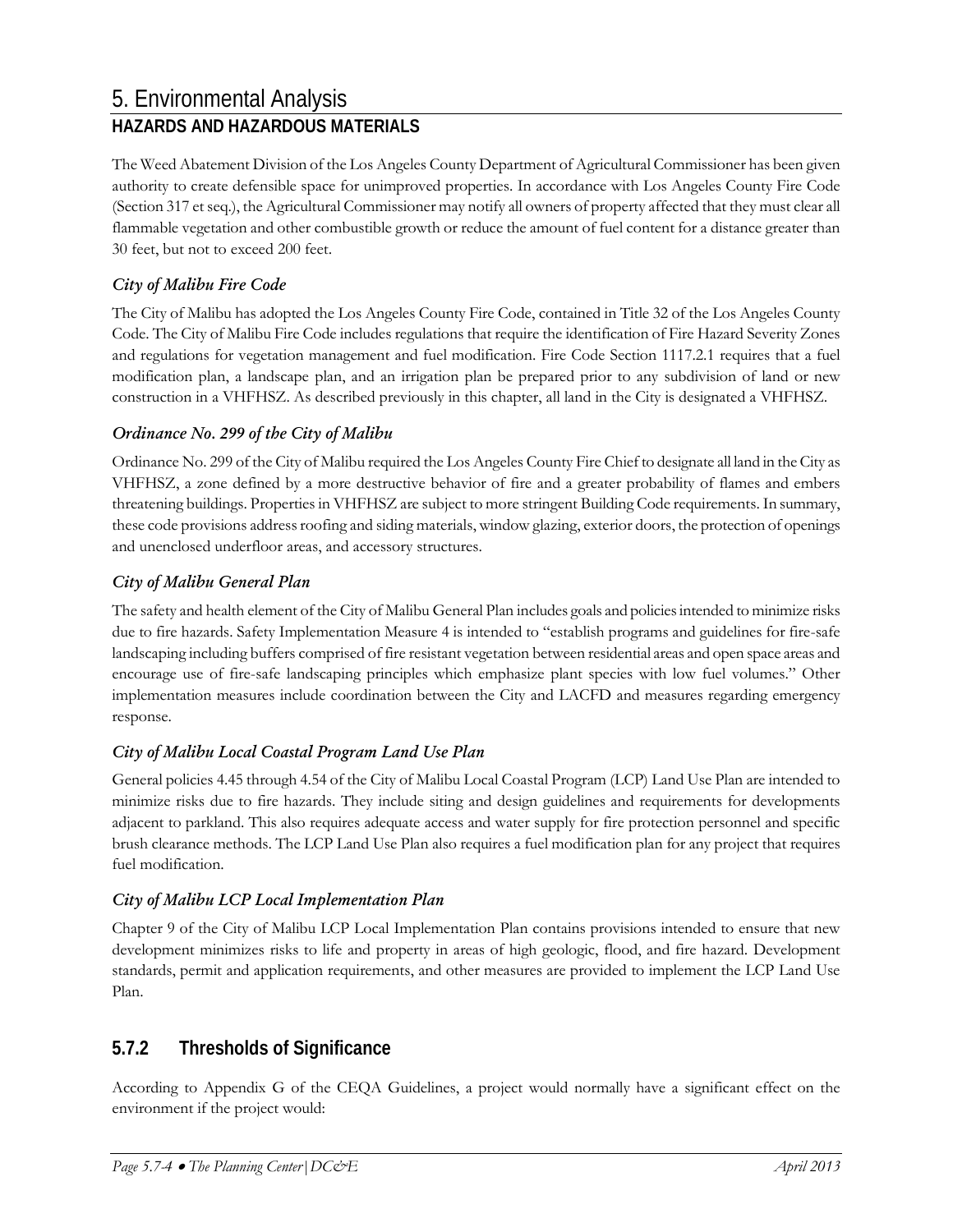The Weed Abatement Division of the Los Angeles County Department of Agricultural Commissioner has been given authority to create defensible space for unimproved properties. In accordance with Los Angeles County Fire Code (Section 317 et seq.), the Agricultural Commissioner may notify all owners of property affected that they must clear all flammable vegetation and other combustible growth or reduce the amount of fuel content for a distance greater than 30 feet, but not to exceed 200 feet.

### *City of Malibu Fire Code*

The City of Malibu has adopted the Los Angeles County Fire Code, contained in Title 32 of the Los Angeles County Code. The City of Malibu Fire Code includes regulations that require the identification of Fire Hazard Severity Zones and regulations for vegetation management and fuel modification. Fire Code Section 1117.2.1 requires that a fuel modification plan, a landscape plan, and an irrigation plan be prepared prior to any subdivision of land or new construction in a VHFHSZ. As described previously in this chapter, all land in the City is designated a VHFHSZ.

### *Ordinance No. 299 of the City of Malibu*

Ordinance No. 299 of the City of Malibu required the Los Angeles County Fire Chief to designate all land in the City as VHFHSZ, a zone defined by a more destructive behavior of fire and a greater probability of flames and embers threatening buildings. Properties in VHFHSZ are subject to more stringent Building Code requirements. In summary, these code provisions address roofing and siding materials, window glazing, exterior doors, the protection of openings and unenclosed underfloor areas, and accessory structures.

### *City of Malibu General Plan*

The safety and health element of the City of Malibu General Plan includes goals and policies intended to minimize risks due to fire hazards. Safety Implementation Measure 4 is intended to "establish programs and guidelines for fire-safe landscaping including buffers comprised of fire resistant vegetation between residential areas and open space areas and encourage use of fire-safe landscaping principles which emphasize plant species with low fuel volumes." Other implementation measures include coordination between the City and LACFD and measures regarding emergency response.

### *City of Malibu Local Coastal Program Land Use Plan*

General policies 4.45 through 4.54 of the City of Malibu Local Coastal Program (LCP) Land Use Plan are intended to minimize risks due to fire hazards. They include siting and design guidelines and requirements for developments adjacent to parkland. This also requires adequate access and water supply for fire protection personnel and specific brush clearance methods. The LCP Land Use Plan also requires a fuel modification plan for any project that requires fuel modification.

### *City of Malibu LCP Local Implementation Plan*

Chapter 9 of the City of Malibu LCP Local Implementation Plan contains provisions intended to ensure that new development minimizes risks to life and property in areas of high geologic, flood, and fire hazard. Development standards, permit and application requirements, and other measures are provided to implement the LCP Land Use Plan.

## 5.7.2 Thresholds of Significance

According to Appendix G of the CEQA Guidelines, a project would normally have a significant effect on the environment if the project would: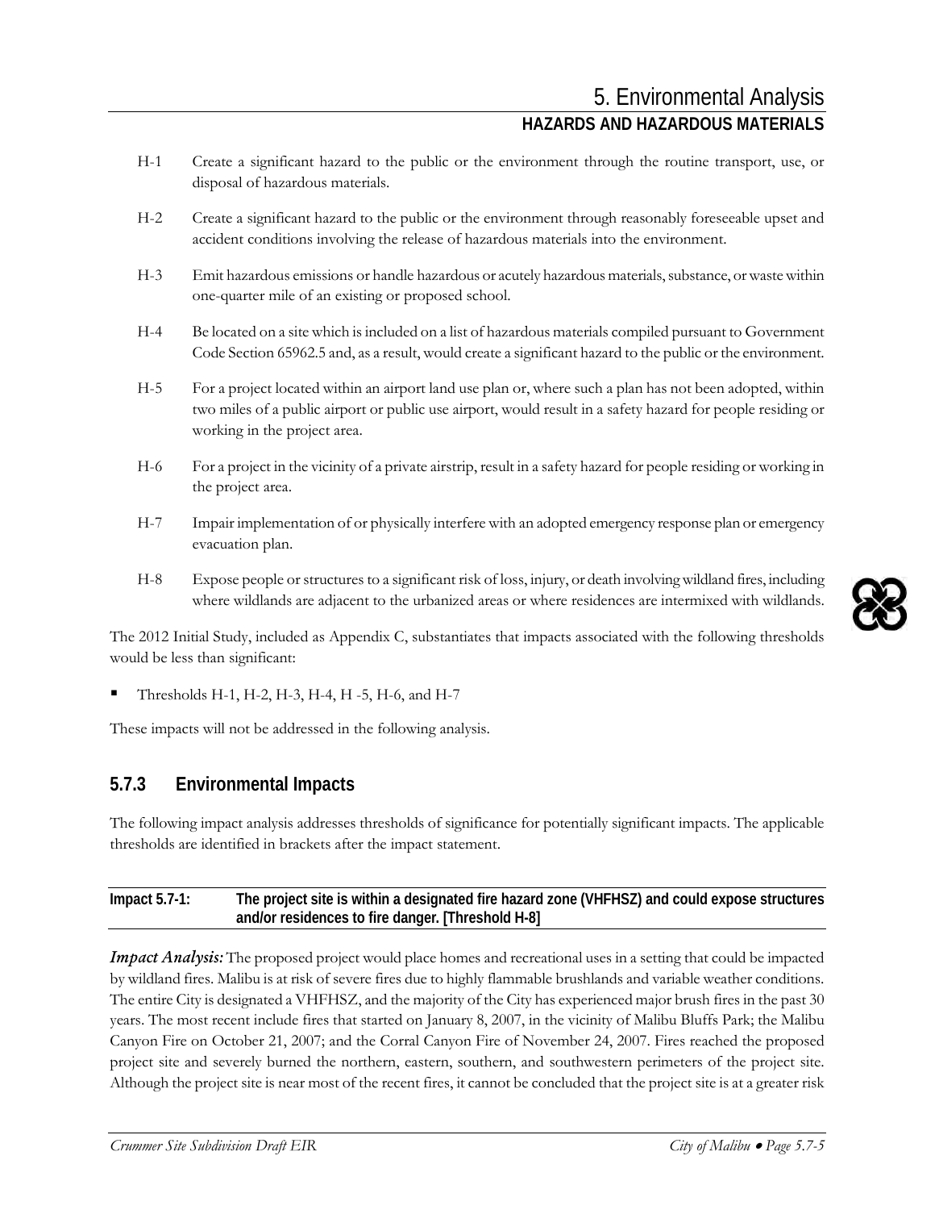H-1 Create a significant hazard to the public or the environment through the routine transport, use, or disposal of hazardous materials.

H-2 Create a significant hazard to the public or the environment through reasonably foreseeable upset and accident conditions involving the release of hazardous materials into the environment.

H-3 Emit hazardous emissions or handle hazardous or acutely hazardous materials, substance, or waste within one-quarter mile of an existing or proposed school.

H-4 Be located on a site which is included on a list of hazardous materials compiled pursuant to Government Code Section 65962.5 and, as a result, would create a significant hazard to the public or the environment.

H-5 For a project located within an airport land use plan or, where such a plan has not been adopted, within two miles of a public airport or public use airport, would result in a safety hazard for people residing or working in the project area.

H-6 For a project in the vicinity of a private airstrip, result in a safety hazard for people residing or working in the project area.

H-7 Impair implementation of or physically interfere with an adopted emergency response plan or emergency evacuation plan.

H-8 Expose people or structures to a significant risk of loss, injury, or death involving wildland fires, including where wildlands are adjacent to the urbanized areas or where residences are intermixed with wildlands.

The 2012 Initial Study, included as Appendix C, substantiates that impacts associated with the following thresholds would be less than significant:

- Thresholds H-1, H-2, H-3, H-4, H -5, H-6, and H-7

These impacts will not be addressed in the following analysis.

## 5.7.3 Environmental Impacts

The following impact analysis addresses thresholds of significance for potentially significant impacts. The applicable thresholds are identified in brackets after the impact statement.

**Impact 5.7-1: The project site is within a designated fire hazard zone (VHFHSZ) and could expose structures and/or residences to fire danger. [Threshold H-8]**

***Impact Analysis:*** The proposed project would place homes and recreational uses in a setting that could be impacted by wildland fires. Malibu is at risk of severe fires due to highly flammable brushlands and variable weather conditions. The entire City is designated a VHFHSZ, and the majority of the City has experienced major brush fires in the past 30 years. The most recent include fires that started on January 8, 2007, in the vicinity of Malibu Bluffs Park; the Malibu Canyon Fire on October 21, 2007; and the Corral Canyon Fire of November 24, 2007. Fires reached the proposed project site and severely burned the northern, eastern, southern, and southwestern perimeters of the project site. Although the project site is near most of the recent fires, it cannot be concluded that the project site is at a greater risk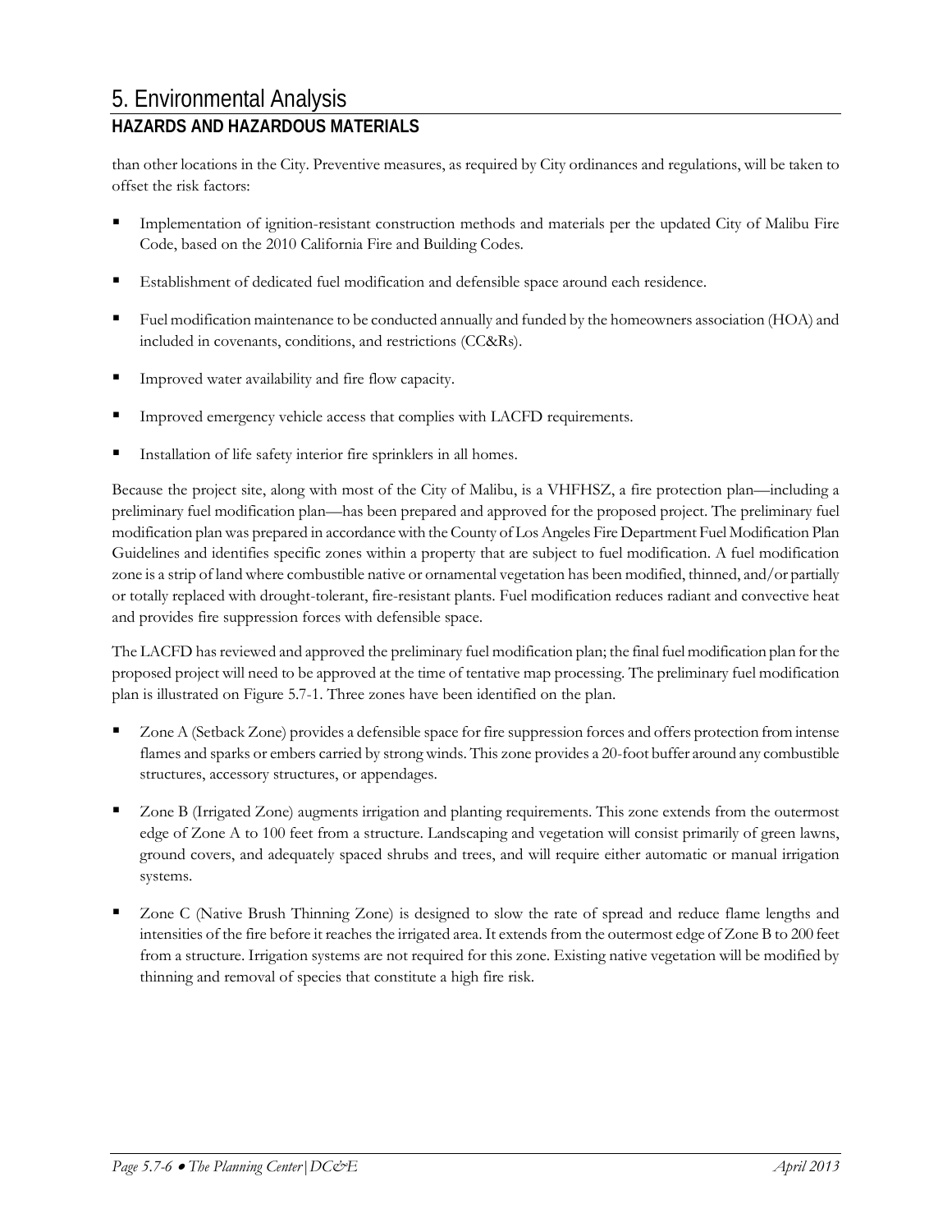than other locations in the City. Preventive measures, as required by City ordinances and regulations, will be taken to offset the risk factors:

- Implementation of ignition-resistant construction methods and materials per the updated City of Malibu Fire Code, based on the 2010 California Fire and Building Codes.
- Establishment of dedicated fuel modification and defensible space around each residence.
- Fuel modification maintenance to be conducted annually and funded by the homeowners association (HOA) and included in covenants, conditions, and restrictions (CC&Rs).
- Improved water availability and fire flow capacity.
- Improved emergency vehicle access that complies with LACFD requirements.
- Installation of life safety interior fire sprinklers in all homes.

Because the project site, along with most of the City of Malibu, is a VHFHSZ, a fire protection plan—including a preliminary fuel modification plan—has been prepared and approved for the proposed project. The preliminary fuel modification plan was prepared in accordance with the County of Los Angeles Fire Department Fuel Modification Plan Guidelines and identifies specific zones within a property that are subject to fuel modification. A fuel modification zone is a strip of land where combustible native or ornamental vegetation has been modified, thinned, and/or partially or totally replaced with drought-tolerant, fire-resistant plants. Fuel modification reduces radiant and convective heat and provides fire suppression forces with defensible space.

The LACFD has reviewed and approved the preliminary fuel modification plan; the final fuel modification plan for the proposed project will need to be approved at the time of tentative map processing. The preliminary fuel modification plan is illustrated on Figure 5.7-1. Three zones have been identified on the plan.

- Zone A (Setback Zone) provides a defensible space for fire suppression forces and offers protection from intense flames and sparks or embers carried by strong winds. This zone provides a 20-foot buffer around any combustible structures, accessory structures, or appendages.
- Zone B (Irrigated Zone) augments irrigation and planting requirements. This zone extends from the outermost edge of Zone A to 100 feet from a structure. Landscaping and vegetation will consist primarily of green lawns, ground covers, and adequately spaced shrubs and trees, and will require either automatic or manual irrigation systems.
- Zone C (Native Brush Thinning Zone) is designed to slow the rate of spread and reduce flame lengths and intensities of the fire before it reaches the irrigated area. It extends from the outermost edge of Zone B to 200 feet from a structure. Irrigation systems are not required for this zone. Existing native vegetation will be modified by thinning and removal of species that constitute a high fire risk.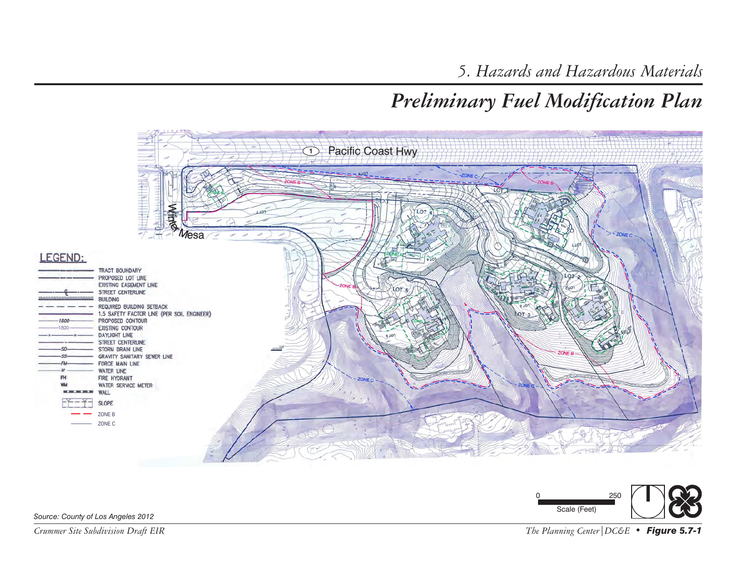## 5. Hazards and Hazardous Materials

# Preliminary Fuel Modification Plan

1 Pacific Coast Hwy

Winter Mesa

LEGEND:

- TRACT BOUNDARY
- PROPOSED LOT LINE
- EXISTING EASEMENT LINE
- STREET CENTERLINE
- BUILDING
- REQUIRED BUILDING SETBACK
- 1.5 SAFETY FACTOR LINE (PER SOIL ENGINEER)
- 1500 PROPOSED CONTOUR
- 1500 EXISTING CONTOUR
- DAYLIGHT LINE
- STREET CENTERLINE
- SD STORM DRAIN LINE
- SS GRAVITY SANITARY SEWER LINE
- FM FORCE MAIN LINE
- W WATER LINE
- FH FIRE HYDRANT
- WM WATER SERVICE METER
- WALL
- SLOPE
- ZONE B
- ZONE C

0 250 Scale (Feet)

Source: County of Los Angeles 2012

Figure 5.7-1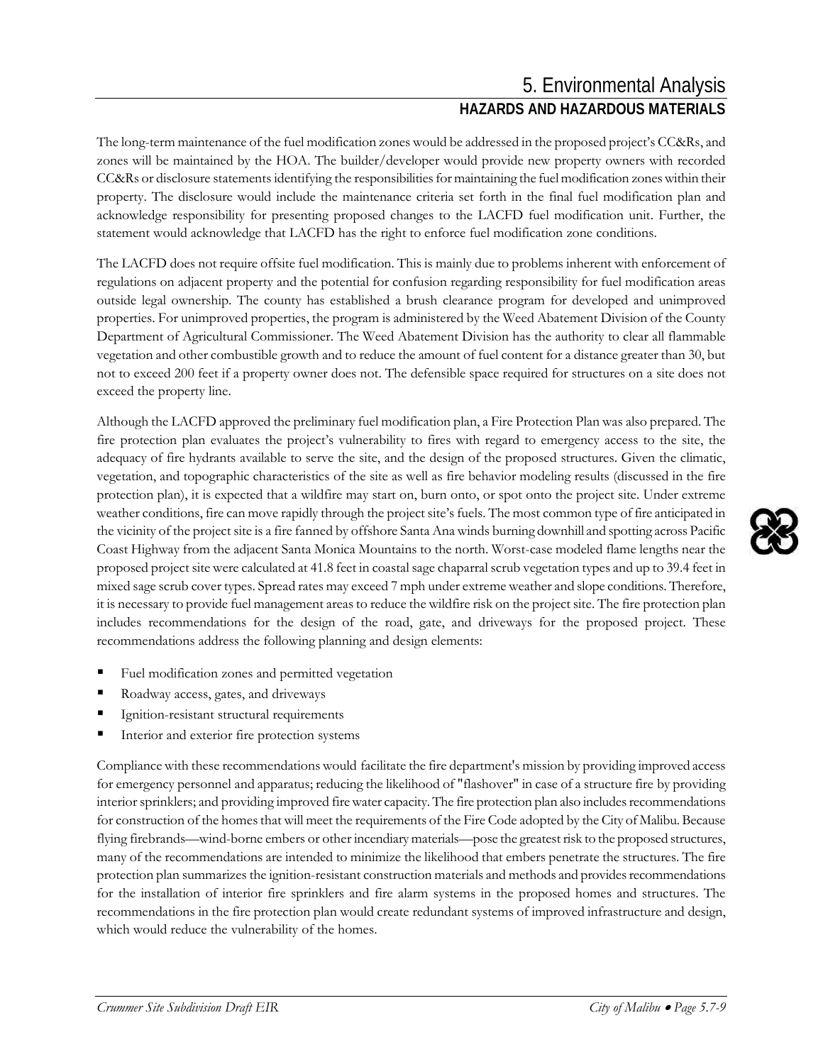The long-term maintenance of the fuel modification zones would be addressed in the proposed project's CC&Rs, and zones will be maintained by the HOA. The builder/developer would provide new property owners with recorded CC&Rs or disclosure statements identifying the responsibilities for maintaining the fuel modification zones within their property. The disclosure would include the maintenance criteria set forth in the final fuel modification plan and acknowledge responsibility for presenting proposed changes to the LACFD fuel modification unit. Further, the statement would acknowledge that LACFD has the right to enforce fuel modification zone conditions.

The LACFD does not require offsite fuel modification. This is mainly due to problems inherent with enforcement of regulations on adjacent property and the potential for confusion regarding responsibility for fuel modification areas outside legal ownership. The county has established a brush clearance program for developed and unimproved properties. For unimproved properties, the program is administered by the Weed Abatement Division of the County Department of Agricultural Commissioner. The Weed Abatement Division has the authority to clear all flammable vegetation and other combustible growth and to reduce the amount of fuel content for a distance greater than 30, but not to exceed 200 feet if a property owner does not. The defensible space required for structures on a site does not exceed the property line.

Although the LACFD approved the preliminary fuel modification plan, a Fire Protection Plan was also prepared. The fire protection plan evaluates the project's vulnerability to fires with regard to emergency access to the site, the adequacy of fire hydrants available to serve the site, and the design of the proposed structures. Given the climatic, vegetation, and topographic characteristics of the site as well as fire behavior modeling results (discussed in the fire protection plan), it is expected that a wildfire may start on, burn onto, or spot onto the project site. Under extreme weather conditions, fire can move rapidly through the project site's fuels. The most common type of fire anticipated in the vicinity of the project site is a fire fanned by offshore Santa Ana winds burning downhill and spotting across Pacific Coast Highway from the adjacent Santa Monica Mountains to the north. Worst-case modeled flame lengths near the proposed project site were calculated at 41.8 feet in coastal sage chaparral scrub vegetation types and up to 39.4 feet in mixed sage scrub cover types. Spread rates may exceed 7 mph under extreme weather and slope conditions. Therefore, it is necessary to provide fuel management areas to reduce the wildfire risk on the project site. The fire protection plan includes recommendations for the design of the road, gate, and driveways for the proposed project. These recommendations address the following planning and design elements:

- Fuel modification zones and permitted vegetation
- Roadway access, gates, and driveways
- Ignition-resistant structural requirements
- Interior and exterior fire protection systems

Compliance with these recommendations would facilitate the fire department's mission by providing improved access for emergency personnel and apparatus; reducing the likelihood of "flashover" in case of a structure fire by providing interior sprinklers; and providing improved fire water capacity. The fire protection plan also includes recommendations for construction of the homes that will meet the requirements of the Fire Code adopted by the City of Malibu. Because flying firebrands—wind-borne embers or other incendiary materials—pose the greatest risk to the proposed structures, many of the recommendations are intended to minimize the likelihood that embers penetrate the structures. The fire protection plan summarizes the ignition-resistant construction materials and methods and provides recommendations for the installation of interior fire sprinklers and fire alarm systems in the proposed homes and structures. The recommendations in the fire protection plan would create redundant systems of improved infrastructure and design, which would reduce the vulnerability of the homes.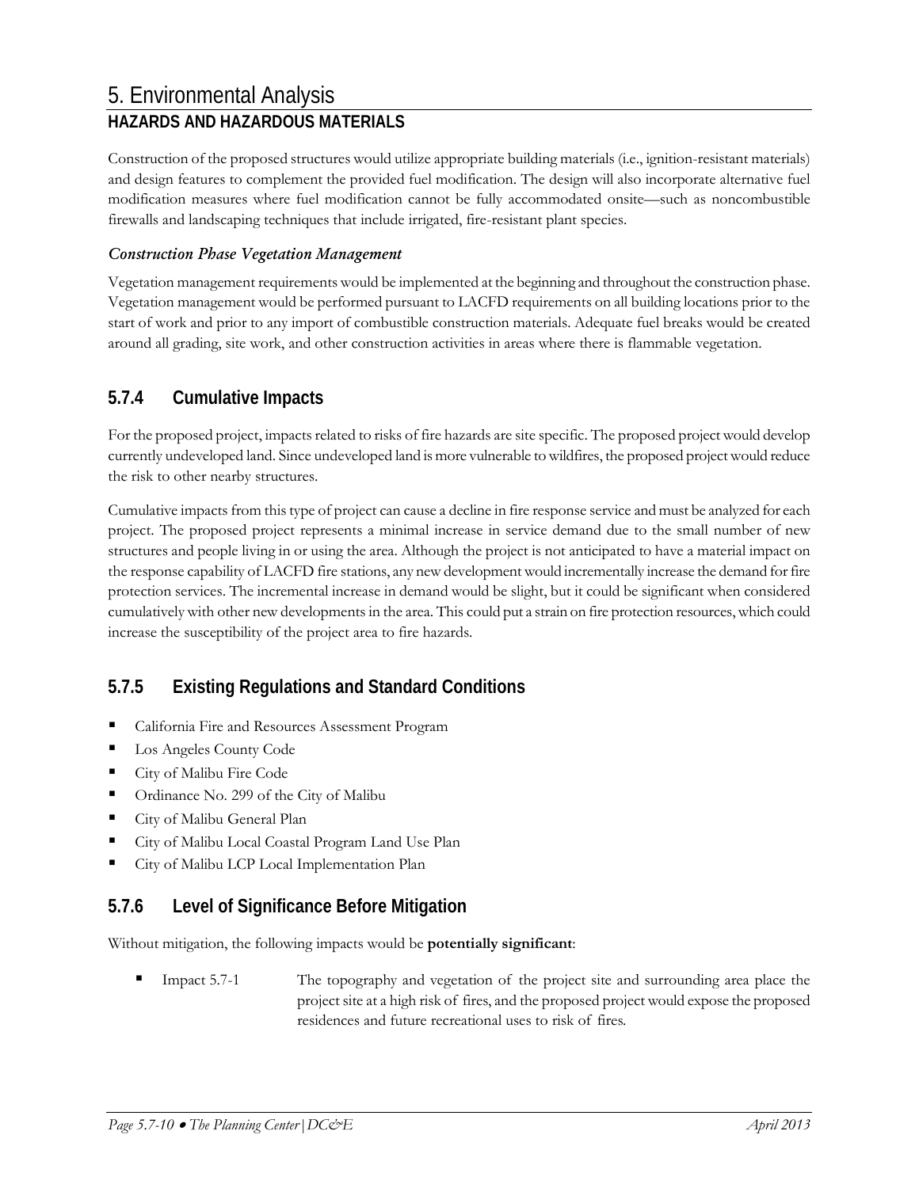Construction of the proposed structures would utilize appropriate building materials (i.e., ignition-resistant materials) and design features to complement the provided fuel modification. The design will also incorporate alternative fuel modification measures where fuel modification cannot be fully accommodated onsite—such as noncombustible firewalls and landscaping techniques that include irrigated, fire-resistant plant species.

### *Construction Phase Vegetation Management*

Vegetation management requirements would be implemented at the beginning and throughout the construction phase. Vegetation management would be performed pursuant to LACFD requirements on all building locations prior to the start of work and prior to any import of combustible construction materials. Adequate fuel breaks would be created around all grading, site work, and other construction activities in areas where there is flammable vegetation.

## 5.7.4 Cumulative Impacts

For the proposed project, impacts related to risks of fire hazards are site specific. The proposed project would develop currently undeveloped land. Since undeveloped land is more vulnerable to wildfires, the proposed project would reduce the risk to other nearby structures.

Cumulative impacts from this type of project can cause a decline in fire response service and must be analyzed for each project. The proposed project represents a minimal increase in service demand due to the small number of new structures and people living in or using the area. Although the project is not anticipated to have a material impact on the response capability of LACFD fire stations, any new development would incrementally increase the demand for fire protection services. The incremental increase in demand would be slight, but it could be significant when considered cumulatively with other new developments in the area. This could put a strain on fire protection resources, which could increase the susceptibility of the project area to fire hazards.

## 5.7.5 Existing Regulations and Standard Conditions

- California Fire and Resources Assessment Program
- Los Angeles County Code
- City of Malibu Fire Code
- Ordinance No. 299 of the City of Malibu
- City of Malibu General Plan
- City of Malibu Local Coastal Program Land Use Plan
- City of Malibu LCP Local Implementation Plan

## 5.7.6 Level of Significance Before Mitigation

Without mitigation, the following impacts would be **potentially significant**:

- Impact 5.7-1 The topography and vegetation of the project site and surrounding area place the project site at a high risk of fires, and the proposed project would expose the proposed residences and future recreational uses to risk of fires.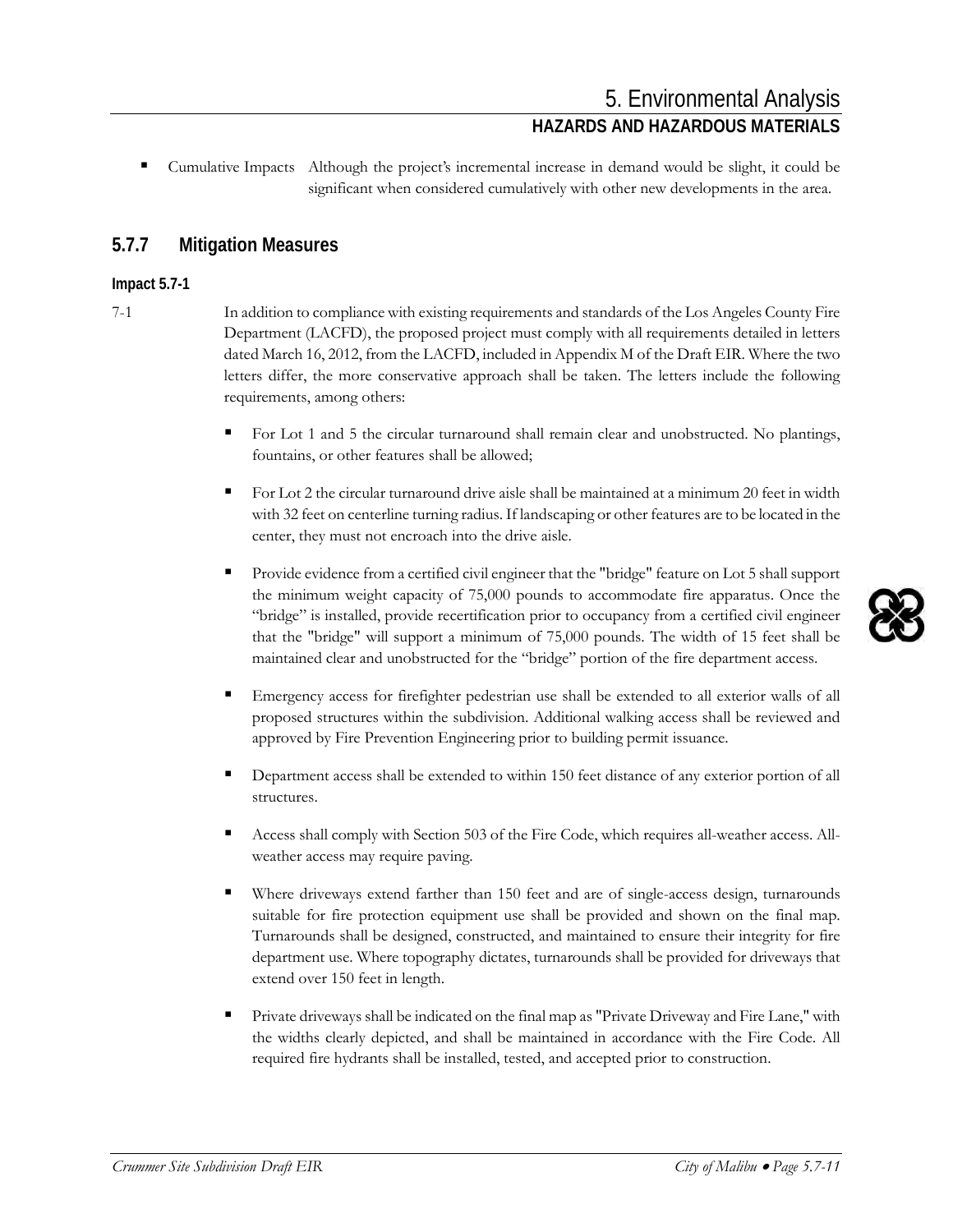- Cumulative Impacts Although the project's incremental increase in demand would be slight, it could be significant when considered cumulatively with other new developments in the area.

## 5.7.7 Mitigation Measures

**Impact 5.7-1**

7-1 In addition to compliance with existing requirements and standards of the Los Angeles County Fire Department (LACFD), the proposed project must comply with all requirements detailed in letters dated March 16, 2012, from the LACFD, included in Appendix M of the Draft EIR. Where the two letters differ, the more conservative approach shall be taken. The letters include the following requirements, among others:

- For Lot 1 and 5 the circular turnaround shall remain clear and unobstructed. No plantings, fountains, or other features shall be allowed;
- For Lot 2 the circular turnaround drive aisle shall be maintained at a minimum 20 feet in width with 32 feet on centerline turning radius. If landscaping or other features are to be located in the center, they must not encroach into the drive aisle.
- Provide evidence from a certified civil engineer that the "bridge" feature on Lot 5 shall support the minimum weight capacity of 75,000 pounds to accommodate fire apparatus. Once the "bridge" is installed, provide recertification prior to occupancy from a certified civil engineer that the "bridge" will support a minimum of 75,000 pounds. The width of 15 feet shall be maintained clear and unobstructed for the "bridge" portion of the fire department access.
- Emergency access for firefighter pedestrian use shall be extended to all exterior walls of all proposed structures within the subdivision. Additional walking access shall be reviewed and approved by Fire Prevention Engineering prior to building permit issuance.
- Department access shall be extended to within 150 feet distance of any exterior portion of all structures.
- Access shall comply with Section 503 of the Fire Code, which requires all-weather access. All-weather access may require paving.
- Where driveways extend farther than 150 feet and are of single-access design, turnarounds suitable for fire protection equipment use shall be provided and shown on the final map. Turnarounds shall be designed, constructed, and maintained to ensure their integrity for fire department use. Where topography dictates, turnarounds shall be provided for driveways that extend over 150 feet in length.
- Private driveways shall be indicated on the final map as "Private Driveway and Fire Lane," with the widths clearly depicted, and shall be maintained in accordance with the Fire Code. All required fire hydrants shall be installed, tested, and accepted prior to construction.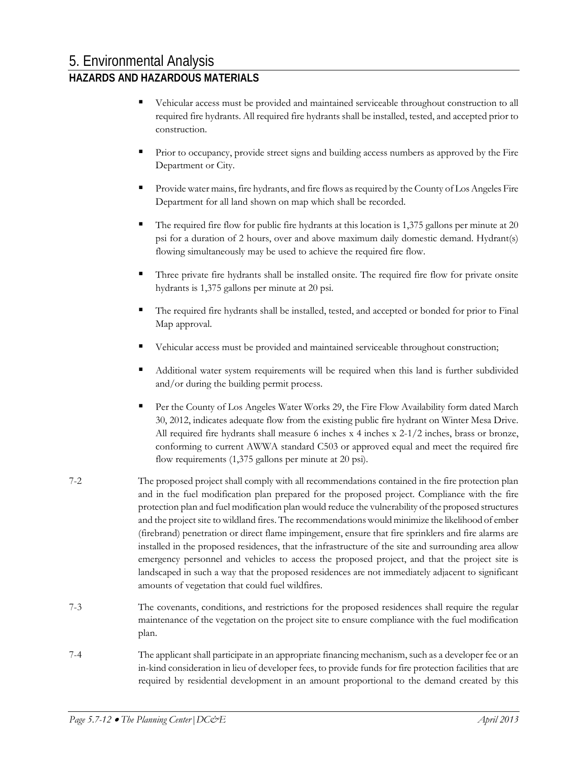- Vehicular access must be provided and maintained serviceable throughout construction to all required fire hydrants. All required fire hydrants shall be installed, tested, and accepted prior to construction.
- Prior to occupancy, provide street signs and building access numbers as approved by the Fire Department or City.
- Provide water mains, fire hydrants, and fire flows as required by the County of Los Angeles Fire Department for all land shown on map which shall be recorded.
- The required fire flow for public fire hydrants at this location is 1,375 gallons per minute at 20 psi for a duration of 2 hours, over and above maximum daily domestic demand. Hydrant(s) flowing simultaneously may be used to achieve the required fire flow.
- Three private fire hydrants shall be installed onsite. The required fire flow for private onsite hydrants is 1,375 gallons per minute at 20 psi.
- The required fire hydrants shall be installed, tested, and accepted or bonded for prior to Final Map approval.
- Vehicular access must be provided and maintained serviceable throughout construction;
- Additional water system requirements will be required when this land is further subdivided and/or during the building permit process.
- Per the County of Los Angeles Water Works 29, the Fire Flow Availability form dated March 30, 2012, indicates adequate flow from the existing public fire hydrant on Winter Mesa Drive. All required fire hydrants shall measure 6 inches x 4 inches x 2-1/2 inches, brass or bronze, conforming to current AWWA standard C503 or approved equal and meet the required fire flow requirements (1,375 gallons per minute at 20 psi).

7-2 The proposed project shall comply with all recommendations contained in the fire protection plan and in the fuel modification plan prepared for the proposed project. Compliance with the fire protection plan and fuel modification plan would reduce the vulnerability of the proposed structures and the project site to wildland fires. The recommendations would minimize the likelihood of ember (firebrand) penetration or direct flame impingement, ensure that fire sprinklers and fire alarms are installed in the proposed residences, that the infrastructure of the site and surrounding area allow emergency personnel and vehicles to access the proposed project, and that the project site is landscaped in such a way that the proposed residences are not immediately adjacent to significant amounts of vegetation that could fuel wildfires.

7-3 The covenants, conditions, and restrictions for the proposed residences shall require the regular maintenance of the vegetation on the project site to ensure compliance with the fuel modification plan.

7-4 The applicant shall participate in an appropriate financing mechanism, such as a developer fee or an in-kind consideration in lieu of developer fees, to provide funds for fire protection facilities that are required by residential development in an amount proportional to the demand created by this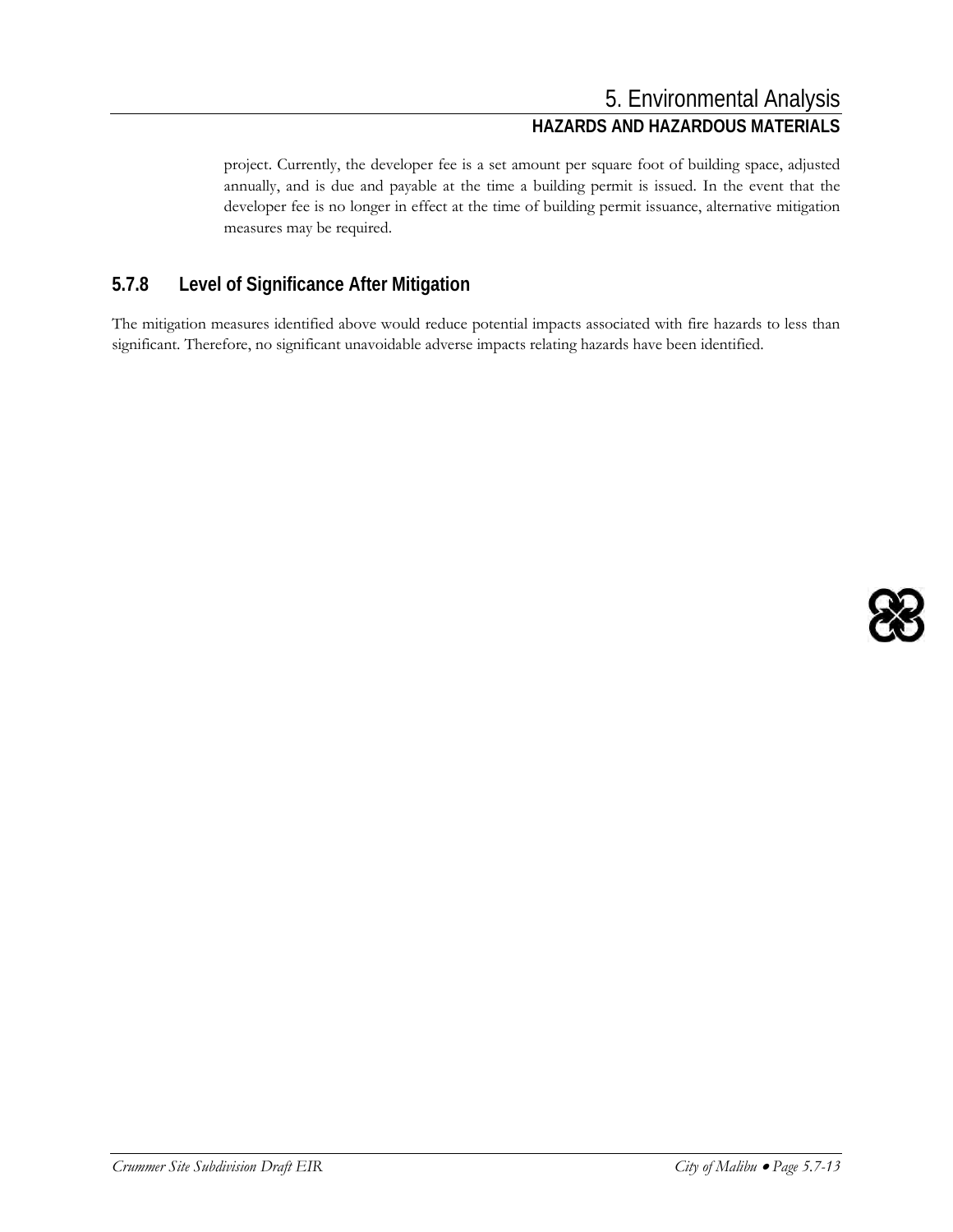project. Currently, the developer fee is a set amount per square foot of building space, adjusted annually, and is due and payable at the time a building permit is issued. In the event that the developer fee is no longer in effect at the time of building permit issuance, alternative mitigation measures may be required.

## 5.7.8 Level of Significance After Mitigation

The mitigation measures identified above would reduce potential impacts associated with fire hazards to less than significant. Therefore, no significant unavoidable adverse impacts relating hazards have been identified.